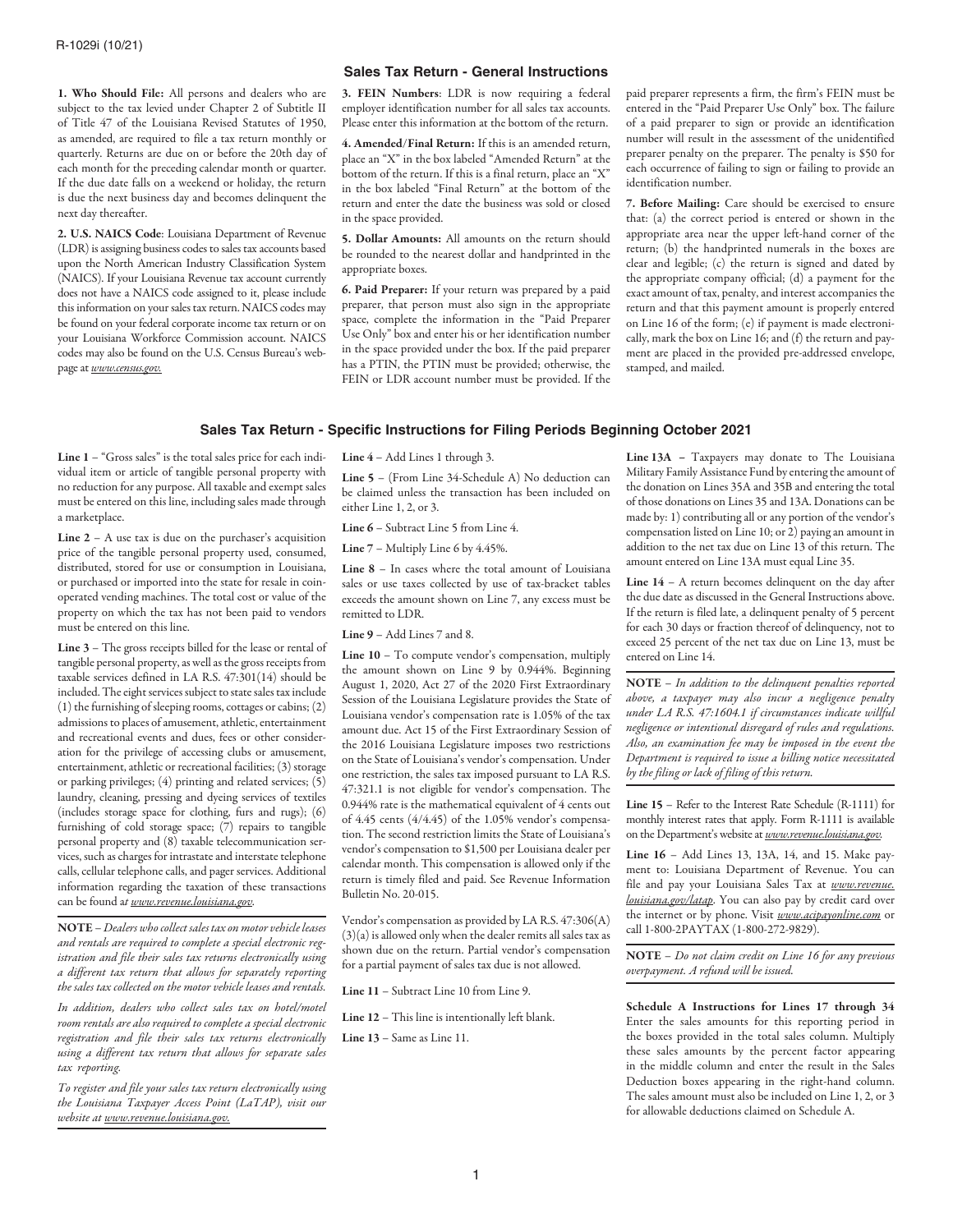R-1029i (10/21)

## Sales Tax Return - General Instructions

**1. Who Should File:** All persons and dealers who are subject to the tax levied under Chapter 2 of Subtitle II of Title 47 of the Louisiana Revised Statutes of 1950, as amended, are required to file a tax return monthly or quarterly. Returns are due on or before the 20th day of each month for the preceding calendar month or quarter. If the due date falls on a weekend or holiday, the return is due the next business day and becomes delinquent the next day thereafter.

**2. U.S. NAICS Code**: Louisiana Department of Revenue (LDR) is assigning business codes to sales tax accounts based upon the North American Industry Classification System (NAICS). If your Louisiana Revenue tax account currently does not have a NAICS code assigned to it, please include this information on your sales tax return. NAICS codes may be found on your federal corporate income tax return or on your Louisiana Workforce Commission account. NAICS codes may also be found on the U.S. Census Bureau's webpage at *www.census.gov.*

**3. FEIN Numbers**: LDR is now requiring a federal employer identification number for all sales tax accounts. Please enter this information at the bottom of the return.

**4. Amended/Final Return:** If this is an amended return, place an "X" in the box labeled "Amended Return" at the bottom of the return. If this is a final return, place an "X" in the box labeled "Final Return" at the bottom of the return and enter the date the business was sold or closed in the space provided.

**5. Dollar Amounts:** All amounts on the return should be rounded to the nearest dollar and handprinted in the appropriate boxes.

**6. Paid Preparer:** If your return was prepared by a paid preparer, that person must also sign in the appropriate space, complete the information in the "Paid Preparer Use Only" box and enter his or her identification number in the space provided under the box. If the paid preparer has a PTIN, the PTIN must be provided; otherwise, the FEIN or LDR account number must be provided. If the paid preparer represents a firm, the firm's FEIN must be entered in the "Paid Preparer Use Only" box. The failure of a paid preparer to sign or provide an identification number will result in the assessment of the unidentified preparer penalty on the preparer. The penalty is $50 for each occurrence of failing to sign or failing to provide an identification number.

**7. Before Mailing:** Care should be exercised to ensure that: (a) the correct period is entered or shown in the appropriate area near the upper left-hand corner of the return; (b) the handprinted numerals in the boxes are clear and legible; (c) the return is signed and dated by the appropriate company official; (d) a payment for the exact amount of tax, penalty, and interest accompanies the return and that this payment amount is properly entered on Line 16 of the form; (e) if payment is made electronically, mark the box on Line 16; and (f) the return and payment are placed in the provided pre-addressed envelope, stamped, and mailed.

## Sales Tax Return - Specific Instructions for Filing Periods Beginning October 2021

**Line 1** – "Gross sales" is the total sales price for each individual item or article of tangible personal property with no reduction for any purpose. All taxable and exempt sales must be entered on this line, including sales made through a marketplace.

**Line 2** – A use tax is due on the purchaser's acquisition price of the tangible personal property used, consumed, distributed, stored for use or consumption in Louisiana, or purchased or imported into the state for resale in coin-operated vending machines. The total cost or value of the property on which the tax has not been paid to vendors must be entered on this line.

**Line 3** – The gross receipts billed for the lease or rental of tangible personal property, as well as the gross receipts from taxable services defined in LA R.S. 47:301(14) should be included. The eight services subject to state sales tax include (1) the furnishing of sleeping rooms, cottages or cabins; (2) admissions to places of amusement, athletic, entertainment and recreational events and dues, fees or other consideration for the privilege of accessing clubs or amusement, entertainment, athletic or recreational facilities; (3) storage or parking privileges; (4) printing and related services; (5) laundry, cleaning, pressing and dyeing services of textiles (includes storage space for clothing, furs and rugs); (6) furnishing of cold storage space; (7) repairs to tangible personal property and (8) taxable telecommunication services, such as charges for intrastate and interstate telephone calls, cellular telephone calls, and pager services. Additional information regarding the taxation of these transactions can be found at *www.revenue.louisiana.gov.*

**NOTE** – *Dealers who collect sales tax on motor vehicle leases and rentals are required to complete a special electronic registration and file their sales tax returns electronically using a different tax return that allows for separately reporting the sales tax collected on the motor vehicle leases and rentals.*

*In addition, dealers who collect sales tax on hotel/motel room rentals are also required to complete a special electronic registration and file their sales tax returns electronically using a different tax return that allows for separate sales tax reporting.*

*To register and file your sales tax return electronically using the Louisiana Taxpayer Access Point (LaTAP), visit our website at www.revenue.louisiana.gov.*

**Line 4** – Add Lines 1 through 3.

**Line 5** – (From Line 34-Schedule A) No deduction can be claimed unless the transaction has been included on either Line 1, 2, or 3.

**Line 6** – Subtract Line 5 from Line 4.

**Line 7** – Multiply Line 6 by 4.45%.

**Line 8** – In cases where the total amount of Louisiana sales or use taxes collected by use of tax-bracket tables exceeds the amount shown on Line 7, any excess must be remitted to LDR.

**Line 9** – Add Lines 7 and 8.

**Line 10** – To compute vendor's compensation, multiply the amount shown on Line 9 by 0.944%. Beginning August 1, 2020, Act 27 of the 2020 First Extraordinary Session of the Louisiana Legislature provides the State of Louisiana vendor's compensation rate is 1.05% of the tax amount due. Act 15 of the First Extraordinary Session of the 2016 Louisiana Legislature imposes two restrictions on the State of Louisiana's vendor's compensation. Under one restriction, the sales tax imposed pursuant to LA R.S. 47:321.1 is not eligible for vendor's compensation. The 0.944% rate is the mathematical equivalent of 4 cents out of 4.45 cents (4/4.45) of the 1.05% vendor's compensation. The second restriction limits the State of Louisiana's vendor's compensation to $1,500 per Louisiana dealer per calendar month. This compensation is allowed only if the return is timely filed and paid. See Revenue Information Bulletin No. 20-015.

Vendor's compensation as provided by LA R.S. 47:306(A)(3)(a) is allowed only when the dealer remits all sales tax as shown due on the return. Partial vendor's compensation for a partial payment of sales tax due is not allowed.

**Line 11** – Subtract Line 10 from Line 9.

**Line 12** – This line is intentionally left blank.

**Line 13** – Same as Line 11.

**Line 13A** – Taxpayers may donate to The Louisiana Military Family Assistance Fund by entering the amount of the donation on Lines 35A and 35B and entering the total of those donations on Lines 35 and 13A. Donations can be made by: 1) contributing all or any portion of the vendor's compensation listed on Line 10; or 2) paying an amount in addition to the net tax due on Line 13 of this return. The amount entered on Line 13A must equal Line 35.

**Line 14** – A return becomes delinquent on the day after the due date as discussed in the General Instructions above. If the return is filed late, a delinquent penalty of 5 percent for each 30 days or fraction thereof of delinquency, not to exceed 25 percent of the net tax due on Line 13, must be entered on Line 14.

**NOTE** – *In addition to the delinquent penalties reported above, a taxpayer may also incur a negligence penalty under LA R.S. 47:1604.1 if circumstances indicate willful negligence or intentional disregard of rules and regulations. Also, an examination fee may be imposed in the event the Department is required to issue a billing notice necessitated by the filing or lack of filing of this return.*

**Line 15** – Refer to the Interest Rate Schedule (R-1111) for monthly interest rates that apply. Form R-1111 is available on the Department's website at *www.revenue.louisiana.gov.*

**Line 16** – Add Lines 13, 13A, 14, and 15. Make payment to: Louisiana Department of Revenue. You can file and pay your Louisiana Sales Tax at *www.revenue.louisiana.gov/latap*. You can also pay by credit card over the internet or by phone. Visit *www.acipayonline.com* or call 1-800-2PAYTAX (1-800-272-9829).

**NOTE** – *Do not claim credit on Line 16 for any previous overpayment. A refund will be issued.*

**Schedule A Instructions for Lines 17 through 34** Enter the sales amounts for this reporting period in the boxes provided in the total sales column. Multiply these sales amounts by the percent factor appearing in the middle column and enter the result in the Sales Deduction boxes appearing in the right-hand column. The sales amount must also be included on Line 1, 2, or 3 for allowable deductions claimed on Schedule A.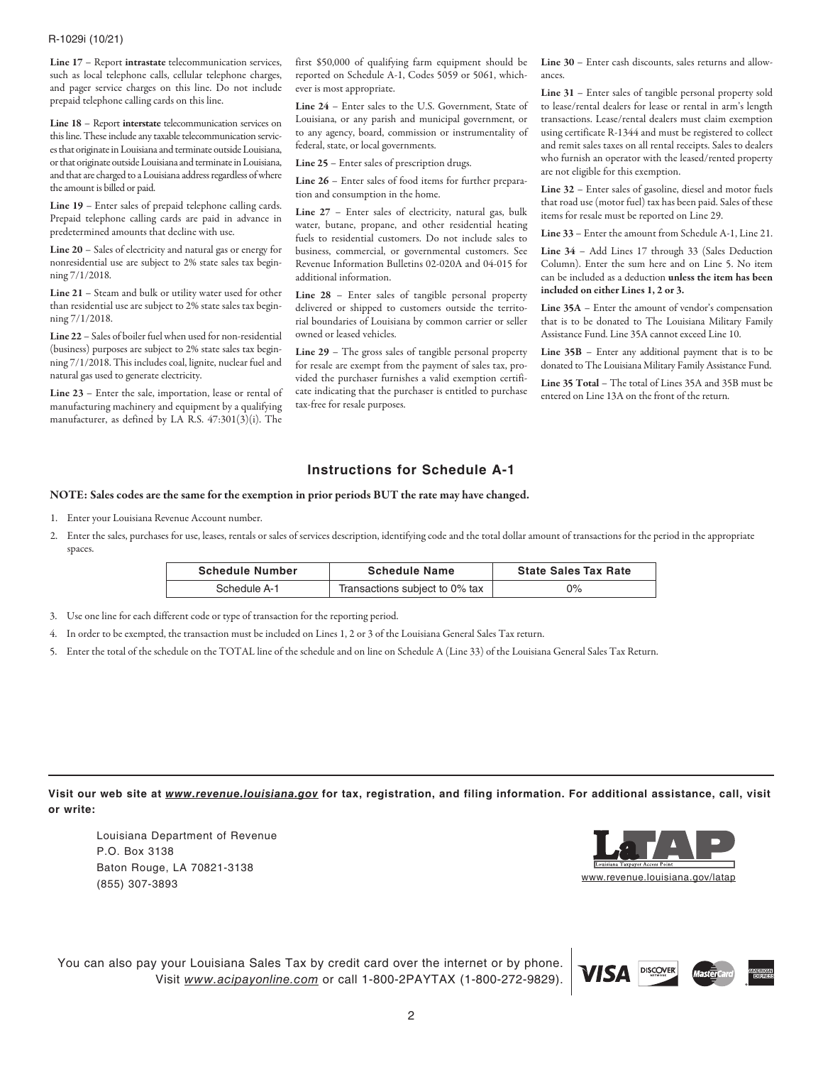**Line 17** – Report **intrastate** telecommunication services, such as local telephone calls, cellular telephone charges, and pager service charges on this line. Do not include prepaid telephone calling cards on this line.

**Line 18** – Report **interstate** telecommunication services on this line. These include any taxable telecommunication services that originate in Louisiana and terminate outside Louisiana, or that originate outside Louisiana and terminate in Louisiana, and that are charged to a Louisiana address regardless of where the amount is billed or paid.

**Line 19** – Enter sales of prepaid telephone calling cards. Prepaid telephone calling cards are paid in advance in predetermined amounts that decline with use.

**Line 20** – Sales of electricity and natural gas or energy for nonresidential use are subject to 2% state sales tax beginning 7/1/2018.

**Line 21** – Steam and bulk or utility water used for other than residential use are subject to 2% state sales tax beginning 7/1/2018.

**Line 22** – Sales of boiler fuel when used for non-residential (business) purposes are subject to 2% state sales tax beginning 7/1/2018. This includes coal, lignite, nuclear fuel and natural gas used to generate electricity.

**Line 23** – Enter the sale, importation, lease or rental of manufacturing machinery and equipment by a qualifying manufacturer, as defined by LA R.S. 47:301(3)(i). The first $50,000 of qualifying farm equipment should be reported on Schedule A-1, Codes 5059 or 5061, whichever is most appropriate.

**Line 24** – Enter sales to the U.S. Government, State of Louisiana, or any parish and municipal government, or to any agency, board, commission or instrumentality of federal, state, or local governments.

**Line 25** – Enter sales of prescription drugs.

**Line 26** – Enter sales of food items for further preparation and consumption in the home.

**Line 27** – Enter sales of electricity, natural gas, bulk water, butane, propane, and other residential heating fuels to residential customers. Do not include sales to business, commercial, or governmental customers. See Revenue Information Bulletins 02-020A and 04-015 for additional information.

**Line 28** – Enter sales of tangible personal property delivered or shipped to customers outside the territorial boundaries of Louisiana by common carrier or seller owned or leased vehicles.

**Line 29** – The gross sales of tangible personal property for resale are exempt from the payment of sales tax, provided the purchaser furnishes a valid exemption certificate indicating that the purchaser is entitled to purchase tax-free for resale purposes.

**Line 30** – Enter cash discounts, sales returns and allowances.

**Line 31** – Enter sales of tangible personal property sold to lease/rental dealers for lease or rental in arm's length transactions. Lease/rental dealers must claim exemption using certificate R-1344 and must be registered to collect and remit sales taxes on all rental receipts. Sales to dealers who furnish an operator with the leased/rented property are not eligible for this exemption.

**Line 32** – Enter sales of gasoline, diesel and motor fuels that road use (motor fuel) tax has been paid. Sales of these items for resale must be reported on Line 29.

**Line 33** – Enter the amount from Schedule A-1, Line 21.

**Line 34** – Add Lines 17 through 33 (Sales Deduction Column). Enter the sum here and on Line 5. No item can be included as a deduction **unless the item has been included on either Lines 1, 2 or 3.**

**Line 35A** – Enter the amount of vendor's compensation that is to be donated to The Louisiana Military Family Assistance Fund. Line 35A cannot exceed Line 10.

**Line 35B** – Enter any additional payment that is to be donated to The Louisiana Military Family Assistance Fund.

**Line 35 Total** – The total of Lines 35A and 35B must be entered on Line 13A on the front of the return.

## Instructions for Schedule A-1

**NOTE: Sales codes are the same for the exemption in prior periods BUT the rate may have changed.**

1. Enter your Louisiana Revenue Account number.
2. Enter the sales, purchases for use, leases, rentals or sales of services description, identifying code and the total dollar amount of transactions for the period in the appropriate spaces.

| Schedule Number | Schedule Name | State Sales Tax Rate |
|---|---|---|
| Schedule A-1 | Transactions subject to 0% tax | 0% |

3. Use one line for each different code or type of transaction for the reporting period.
4. In order to be exempted, the transaction must be included on Lines 1, 2 or 3 of the Louisiana General Sales Tax return.
5. Enter the total of the schedule on the TOTAL line of the schedule and on line on Schedule A (Line 33) of the Louisiana General Sales Tax Return.

**Visit our web site at *www.revenue.louisiana.gov* for tax, registration, and filing information. For additional assistance, call, visit or write:**

Louisiana Department of Revenue
P.O. Box 3138
Baton Rouge, LA 70821-3138
(855) 307-3893

LaTAP
Louisiana Taxpayer Access Point
www.revenue.louisiana.gov/latap

You can also pay your Louisiana Sales Tax by credit card over the internet or by phone. Visit *www.acipayonline.com* or call 1-800-2PAYTAX (1-800-272-9829).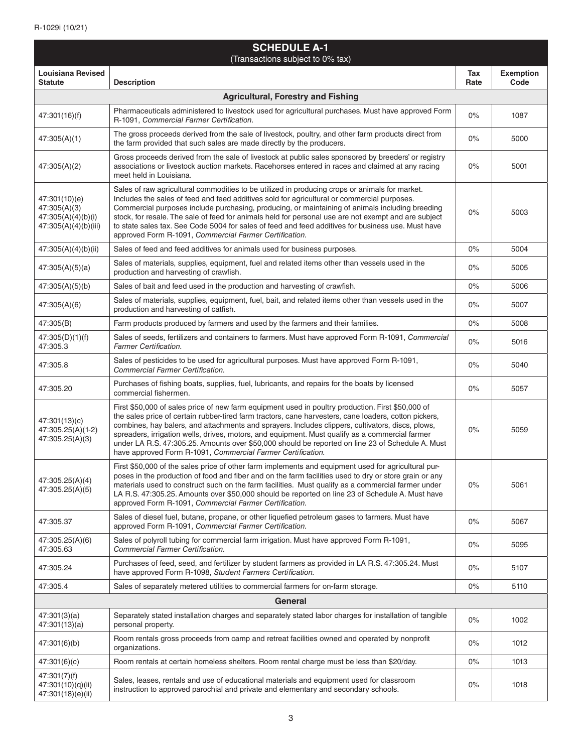## SCHEDULE A-1

(Transactions subject to 0% tax)

| Louisiana Revised Statute | Description | Tax Rate | Exemption Code |
|---|---|---|---|
| **Agricultural, Forestry and Fishing** | | | |
| 47:301(16)(f) | Pharmaceuticals administered to livestock used for agricultural purchases. Must have approved Form R-1091, *Commercial Farmer Certification.* | 0% | 1087 |
| 47:305(A)(1) | The gross proceeds derived from the sale of livestock, poultry, and other farm products direct from the farm provided that such sales are made directly by the producers. | 0% | 5000 |
| 47:305(A)(2) | Gross proceeds derived from the sale of livestock at public sales sponsored by breeders' or registry associations or livestock auction markets. Racehorses entered in races and claimed at any racing meet held in Louisiana. | 0% | 5001 |
| 47:301(10)(e) 47:305(A)(3) 47:305(A)(4)(b)(i) 47:305(A)(4)(b)(iii) | Sales of raw agricultural commodities to be utilized in producing crops or animals for market. Includes the sales of feed and feed additives sold for agricultural or commercial purposes. Commercial purposes include purchasing, producing, or maintaining of animals including breeding stock, for resale. The sale of feed for animals held for personal use are not exempt and are subject to state sales tax. See Code 5004 for sales of feed and feed additives for business use. Must have approved Form R-1091, *Commercial Farmer Certification.* | 0% | 5003 |
| 47:305(A)(4)(b)(ii) | Sales of feed and feed additives for animals used for business purposes. | 0% | 5004 |
| 47:305(A)(5)(a) | Sales of materials, supplies, equipment, fuel and related items other than vessels used in the production and harvesting of crawfish. | 0% | 5005 |
| 47:305(A)(5)(b) | Sales of bait and feed used in the production and harvesting of crawfish. | 0% | 5006 |
| 47:305(A)(6) | Sales of materials, supplies, equipment, fuel, bait, and related items other than vessels used in the production and harvesting of catfish. | 0% | 5007 |
| 47:305(B) | Farm products produced by farmers and used by the farmers and their families. | 0% | 5008 |
| 47:305(D)(1)(f) 47:305.3 | Sales of seeds, fertilizers and containers to farmers. Must have approved Form R-1091, *Commercial Farmer Certification.* | 0% | 5016 |
| 47:305.8 | Sales of pesticides to be used for agricultural purposes. Must have approved Form R-1091, *Commercial Farmer Certification.* | 0% | 5040 |
| 47:305.20 | Purchases of fishing boats, supplies, fuel, lubricants, and repairs for the boats by licensed commercial fishermen. | 0% | 5057 |
| 47:301(13)(c) 47:305.25(A)(1-2) 47:305.25(A)(3) | First $50,000 of sales price of new farm equipment used in poultry production. First $50,000 of the sales price of certain rubber-tired farm tractors, cane harvesters, cane loaders, cotton pickers, combines, hay balers, and attachments and sprayers. Includes clippers, cultivators, discs, plows, spreaders, irrigation wells, drives, motors, and equipment. Must qualify as a commercial farmer under LA R.S. 47:305.25. Amounts over $50,000 should be reported on line 23 of Schedule A. Must have approved Form R-1091, *Commercial Farmer Certification.* | 0% | 5059 |
| 47:305.25(A)(4) 47:305.25(A)(5) | First $50,000 of the sales price of other farm implements and equipment used for agricultural purposes in the production of food and fiber and on the farm facilities used to dry or store grain or any materials used to construct such on the farm facilities. Must qualify as a commercial farmer under LA R.S. 47:305.25. Amounts over $50,000 should be reported on line 23 of Schedule A. Must have approved Form R-1091, *Commercial Farmer Certification.* | 0% | 5061 |
| 47:305.37 | Sales of diesel fuel, butane, propane, or other liquefied petroleum gases to farmers. Must have approved Form R-1091, *Commercial Farmer Certification.* | 0% | 5067 |
| 47:305.25(A)(6) 47:305.63 | Sales of polyroll tubing for commercial farm irrigation. Must have approved Form R-1091, *Commercial Farmer Certification.* | 0% | 5095 |
| 47:305.24 | Purchases of feed, seed, and fertilizer by student farmers as provided in LA R.S. 47:305.24. Must have approved Form R-1098, *Student Farmers Certification.* | 0% | 5107 |
| 47:305.4 | Sales of separately metered utilities to commercial farmers for on-farm storage. | 0% | 5110 |
| **General** | | | |
| 47:301(3)(a) 47:301(13)(a) | Separately stated installation charges and separately stated labor charges for installation of tangible personal property. | 0% | 1002 |
| 47:301(6)(b) | Room rentals gross proceeds from camp and retreat facilities owned and operated by nonprofit organizations. | 0% | 1012 |
| 47:301(6)(c) | Room rentals at certain homeless shelters. Room rental charge must be less than $20/day. | 0% | 1013 |
| 47:301(7)(f) 47:301(10)(q)(ii) 47:301(18)(e)(ii) | Sales, leases, rentals and use of educational materials and equipment used for classroom instruction to approved parochial and private and elementary and secondary schools. | 0% | 1018 |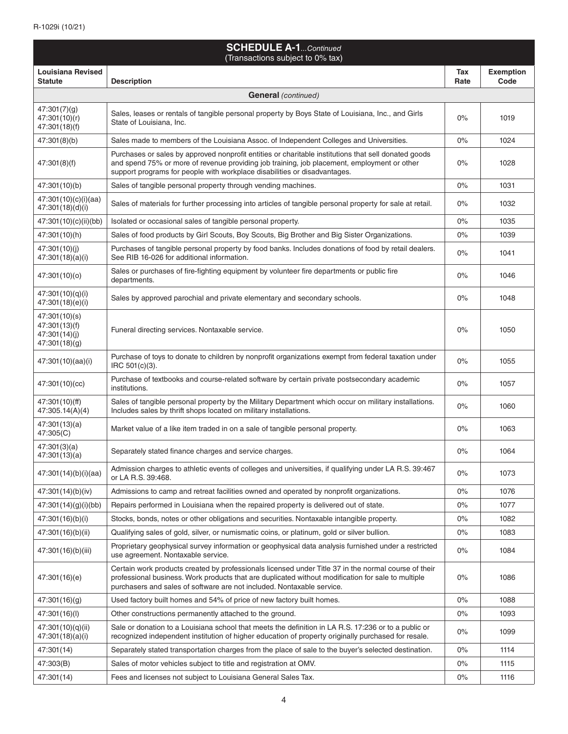R-1029i (10/21)

## SCHEDULE A-1...*Continued*

(Transactions subject to 0% tax)

| Louisiana Revised Statute | Description | Tax Rate | Exemption Code |
|---|---|---|---|
| | **General** *(continued)* | | |
| 47:301(7)(g) 47:301(10)(r) 47:301(18)(f) | Sales, leases or rentals of tangible personal property by Boys State of Louisiana, Inc., and Girls State of Louisiana, Inc. | 0% | 1019 |
| 47:301(8)(b) | Sales made to members of the Louisiana Assoc. of Independent Colleges and Universities. | 0% | 1024 |
| 47:301(8)(f) | Purchases or sales by approved nonprofit entities or charitable institutions that sell donated goods and spend 75% or more of revenue providing job training, job placement, employment or other support programs for people with workplace disabilities or disadvantages. | 0% | 1028 |
| 47:301(10)(b) | Sales of tangible personal property through vending machines. | 0% | 1031 |
| 47:301(10)(c)(i)(aa) 47:301(18)(d)(i) | Sales of materials for further processing into articles of tangible personal property for sale at retail. | 0% | 1032 |
| 47:301(10)(c)(ii)(bb) | Isolated or occasional sales of tangible personal property. | 0% | 1035 |
| 47:301(10)(h) | Sales of food products by Girl Scouts, Boy Scouts, Big Brother and Big Sister Organizations. | 0% | 1039 |
| 47:301(10)(j) 47:301(18)(a)(i) | Purchases of tangible personal property by food banks. Includes donations of food by retail dealers. See RIB 16-026 for additional information. | 0% | 1041 |
| 47:301(10)(o) | Sales or purchases of fire-fighting equipment by volunteer fire departments or public fire departments. | 0% | 1046 |
| 47:301(10)(q)(i) 47:301(18)(e)(i) | Sales by approved parochial and private elementary and secondary schools. | 0% | 1048 |
| 47:301(10)(s) 47:301(13)(f) 47:301(14)(j) 47:301(18)(g) | Funeral directing services. Nontaxable service. | 0% | 1050 |
| 47:301(10)(aa)(i) | Purchase of toys to donate to children by nonprofit organizations exempt from federal taxation under IRC 501(c)(3). | 0% | 1055 |
| 47:301(10)(cc) | Purchase of textbooks and course-related software by certain private postsecondary academic institutions. | 0% | 1057 |
| 47:301(10)(ff) 47:305.14(A)(4) | Sales of tangible personal property by the Military Department which occur on military installations. Includes sales by thrift shops located on military installations. | 0% | 1060 |
| 47:301(13)(a) 47:305(C) | Market value of a like item traded in on a sale of tangible personal property. | 0% | 1063 |
| 47:301(3)(a) 47:301(13)(a) | Separately stated finance charges and service charges. | 0% | 1064 |
| 47:301(14)(b)(i)(aa) | Admission charges to athletic events of colleges and universities, if qualifying under LA R.S. 39:467 or LA R.S. 39:468. | 0% | 1073 |
| 47:301(14)(b)(iv) | Admissions to camp and retreat facilities owned and operated by nonprofit organizations. | 0% | 1076 |
| 47:301(14)(g)(i)(bb) | Repairs performed in Louisiana when the repaired property is delivered out of state. | 0% | 1077 |
| 47:301(16)(b)(i) | Stocks, bonds, notes or other obligations and securities. Nontaxable intangible property. | 0% | 1082 |
| 47:301(16)(b)(ii) | Qualifying sales of gold, silver, or numismatic coins, or platinum, gold or silver bullion. | 0% | 1083 |
| 47:301(16)(b)(iii) | Proprietary geophysical survey information or geophysical data analysis furnished under a restricted use agreement. Nontaxable service. | 0% | 1084 |
| 47:301(16)(e) | Certain work products created by professionals licensed under Title 37 in the normal course of their professional business. Work products that are duplicated without modification for sale to multiple purchasers and sales of software are not included. Nontaxable service. | 0% | 1086 |
| 47:301(16)(g) | Used factory built homes and 54% of price of new factory built homes. | 0% | 1088 |
| 47:301(16)(l) | Other constructions permanently attached to the ground. | 0% | 1093 |
| 47:301(10)(q)(ii) 47:301(18)(a)(i) | Sale or donation to a Louisiana school that meets the definition in LA R.S. 17:236 or to a public or recognized independent institution of higher education of property originally purchased for resale. | 0% | 1099 |
| 47:301(14) | Separately stated transportation charges from the place of sale to the buyer's selected destination. | 0% | 1114 |
| 47:303(B) | Sales of motor vehicles subject to title and registration at OMV. | 0% | 1115 |
| 47:301(14) | Fees and licenses not subject to Louisiana General Sales Tax. | 0% | 1116 |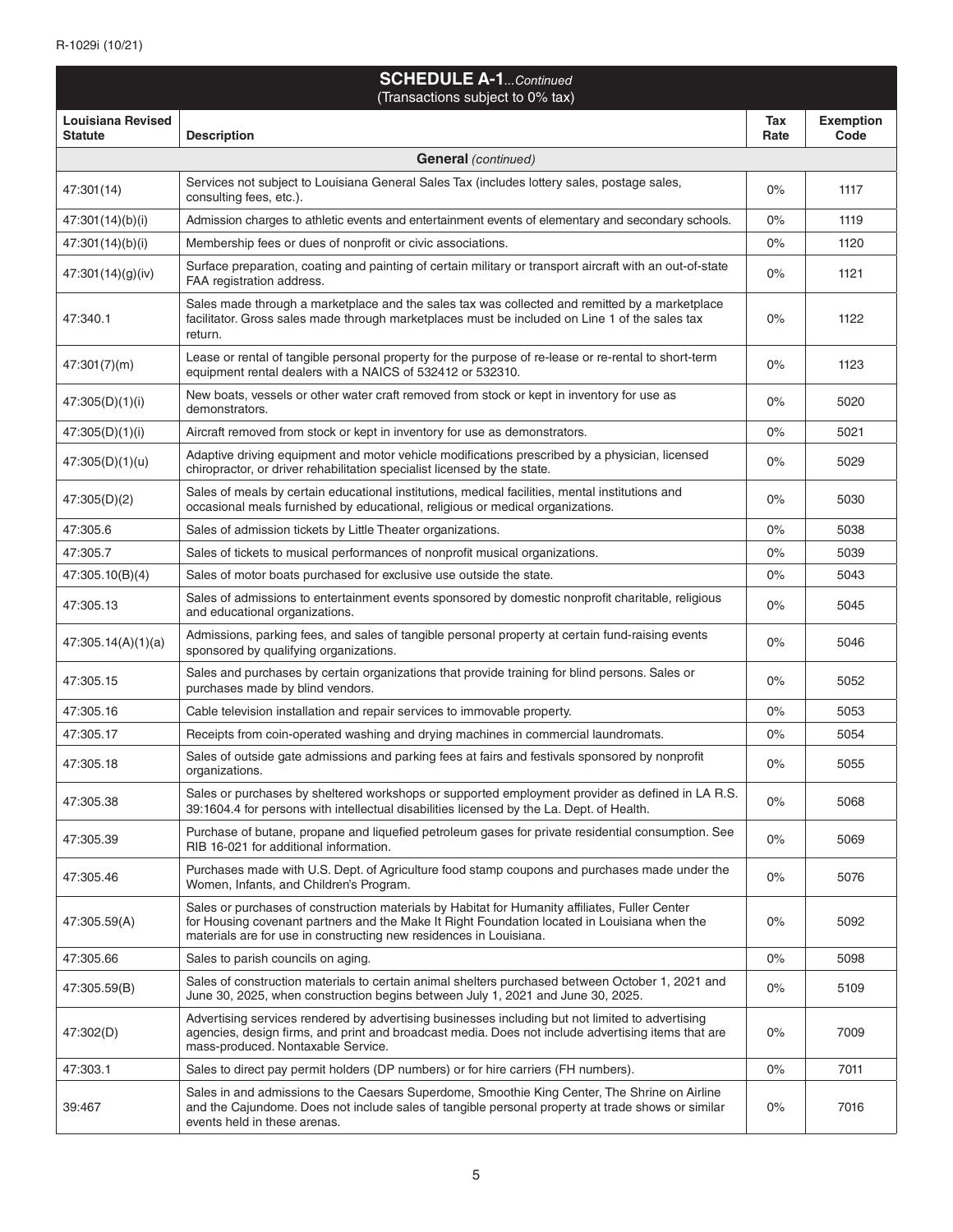R-1029i (10/21)

## SCHEDULE A-1...*Continued*
(Transactions subject to 0% tax)

| Louisiana Revised Statute | Description | Tax Rate | Exemption Code |
|---|---|---|---|
| | **General** *(continued)* | | |
| 47:301(14) | Services not subject to Louisiana General Sales Tax (includes lottery sales, postage sales, consulting fees, etc.). | 0% | 1117 |
| 47:301(14)(b)(i) | Admission charges to athletic events and entertainment events of elementary and secondary schools. | 0% | 1119 |
| 47:301(14)(b)(i) | Membership fees or dues of nonprofit or civic associations. | 0% | 1120 |
| 47:301(14)(g)(iv) | Surface preparation, coating and painting of certain military or transport aircraft with an out-of-state FAA registration address. | 0% | 1121 |
| 47:340.1 | Sales made through a marketplace and the sales tax was collected and remitted by a marketplace facilitator. Gross sales made through marketplaces must be included on Line 1 of the sales tax return. | 0% | 1122 |
| 47:301(7)(m) | Lease or rental of tangible personal property for the purpose of re-lease or re-rental to short-term equipment rental dealers with a NAICS of 532412 or 532310. | 0% | 1123 |
| 47:305(D)(1)(i) | New boats, vessels or other water craft removed from stock or kept in inventory for use as demonstrators. | 0% | 5020 |
| 47:305(D)(1)(i) | Aircraft removed from stock or kept in inventory for use as demonstrators. | 0% | 5021 |
| 47:305(D)(1)(u) | Adaptive driving equipment and motor vehicle modifications prescribed by a physician, licensed chiropractor, or driver rehabilitation specialist licensed by the state. | 0% | 5029 |
| 47:305(D)(2) | Sales of meals by certain educational institutions, medical facilities, mental institutions and occasional meals furnished by educational, religious or medical organizations. | 0% | 5030 |
| 47:305.6 | Sales of admission tickets by Little Theater organizations. | 0% | 5038 |
| 47:305.7 | Sales of tickets to musical performances of nonprofit musical organizations. | 0% | 5039 |
| 47:305.10(B)(4) | Sales of motor boats purchased for exclusive use outside the state. | 0% | 5043 |
| 47:305.13 | Sales of admissions to entertainment events sponsored by domestic nonprofit charitable, religious and educational organizations. | 0% | 5045 |
| 47:305.14(A)(1)(a) | Admissions, parking fees, and sales of tangible personal property at certain fund-raising events sponsored by qualifying organizations. | 0% | 5046 |
| 47:305.15 | Sales and purchases by certain organizations that provide training for blind persons. Sales or purchases made by blind vendors. | 0% | 5052 |
| 47:305.16 | Cable television installation and repair services to immovable property. | 0% | 5053 |
| 47:305.17 | Receipts from coin-operated washing and drying machines in commercial laundromats. | 0% | 5054 |
| 47:305.18 | Sales of outside gate admissions and parking fees at fairs and festivals sponsored by nonprofit organizations. | 0% | 5055 |
| 47:305.38 | Sales or purchases by sheltered workshops or supported employment provider as defined in LA R.S. 39:1604.4 for persons with intellectual disabilities licensed by the La. Dept. of Health. | 0% | 5068 |
| 47:305.39 | Purchase of butane, propane and liquefied petroleum gases for private residential consumption. See RIB 16-021 for additional information. | 0% | 5069 |
| 47:305.46 | Purchases made with U.S. Dept. of Agriculture food stamp coupons and purchases made under the Women, Infants, and Children's Program. | 0% | 5076 |
| 47:305.59(A) | Sales or purchases of construction materials by Habitat for Humanity affiliates, Fuller Center for Housing covenant partners and the Make It Right Foundation located in Louisiana when the materials are for use in constructing new residences in Louisiana. | 0% | 5092 |
| 47:305.66 | Sales to parish councils on aging. | 0% | 5098 |
| 47:305.59(B) | Sales of construction materials to certain animal shelters purchased between October 1, 2021 and June 30, 2025, when construction begins between July 1, 2021 and June 30, 2025. | 0% | 5109 |
| 47:302(D) | Advertising services rendered by advertising businesses including but not limited to advertising agencies, design firms, and print and broadcast media. Does not include advertising items that are mass-produced. Nontaxable Service. | 0% | 7009 |
| 47:303.1 | Sales to direct pay permit holders (DP numbers) or for hire carriers (FH numbers). | 0% | 7011 |
| 39:467 | Sales in and admissions to the Caesars Superdome, Smoothie King Center, The Shrine on Airline and the Cajundome. Does not include sales of tangible personal property at trade shows or similar events held in these arenas. | 0% | 7016 |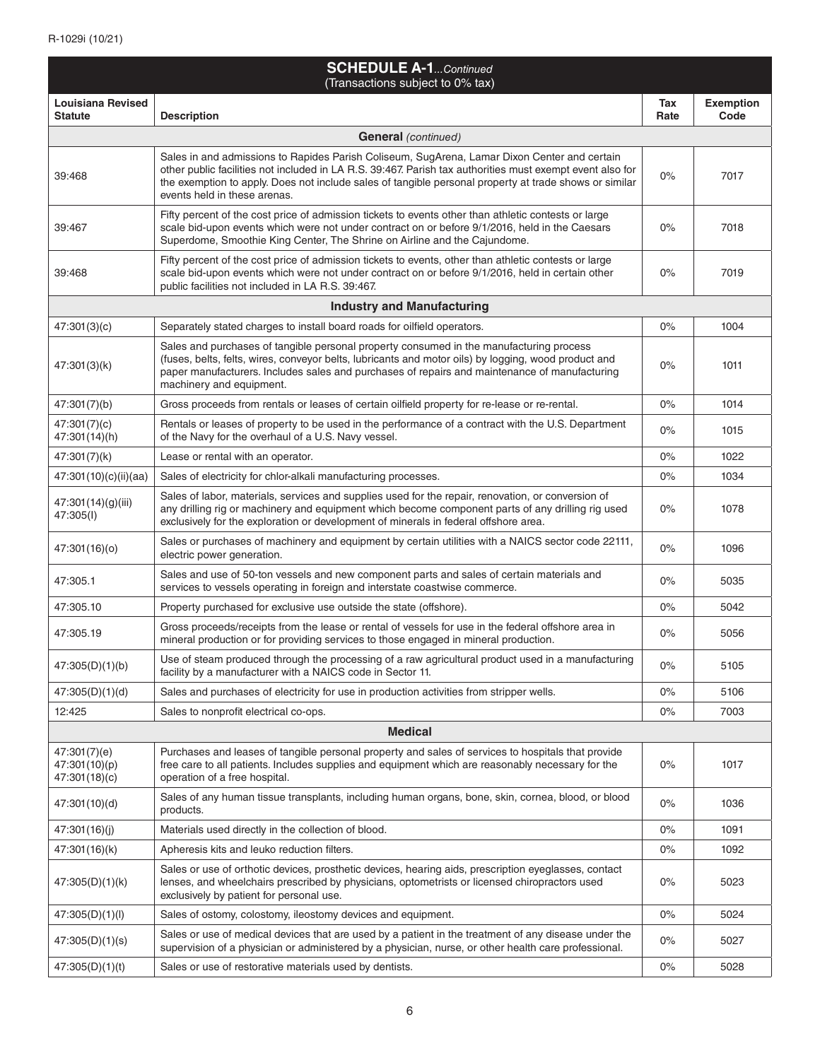R-1029i (10/21)

## SCHEDULE A-1...*Continued*

(Transactions subject to 0% tax)

| Louisiana Revised Statute | Description | Tax Rate | Exemption Code |
|---|---|---|---|
| | **General** *(continued)* | | |
| 39:468 | Sales in and admissions to Rapides Parish Coliseum, SugArena, Lamar Dixon Center and certain other public facilities not included in LA R.S. 39:467. Parish tax authorities must exempt event also for the exemption to apply. Does not include sales of tangible personal property at trade shows or similar events held in these arenas. | 0% | 7017 |
| 39:467 | Fifty percent of the cost price of admission tickets to events other than athletic contests or large scale bid-upon events which were not under contract on or before 9/1/2016, held in the Caesars Superdome, Smoothie King Center, The Shrine on Airline and the Cajundome. | 0% | 7018 |
| 39:468 | Fifty percent of the cost price of admission tickets to events, other than athletic contests or large scale bid-upon events which were not under contract on or before 9/1/2016, held in certain other public facilities not included in LA R.S. 39:467. | 0% | 7019 |
| | **Industry and Manufacturing** | | |
| 47:301(3)(c) | Separately stated charges to install board roads for oilfield operators. | 0% | 1004 |
| 47:301(3)(k) | Sales and purchases of tangible personal property consumed in the manufacturing process (fuses, belts, felts, wires, conveyor belts, lubricants and motor oils) by logging, wood product and paper manufacturers. Includes sales and purchases of repairs and maintenance of manufacturing machinery and equipment. | 0% | 1011 |
| 47:301(7)(b) | Gross proceeds from rentals or leases of certain oilfield property for re-lease or re-rental. | 0% | 1014 |
| 47:301(7)(c) 47:301(14)(h) | Rentals or leases of property to be used in the performance of a contract with the U.S. Department of the Navy for the overhaul of a U.S. Navy vessel. | 0% | 1015 |
| 47:301(7)(k) | Lease or rental with an operator. | 0% | 1022 |
| 47:301(10)(c)(ii)(aa) | Sales of electricity for chlor-alkali manufacturing processes. | 0% | 1034 |
| 47:301(14)(g)(iii) 47:305(I) | Sales of labor, materials, services and supplies used for the repair, renovation, or conversion of any drilling rig or machinery and equipment which become component parts of any drilling rig used exclusively for the exploration or development of minerals in federal offshore area. | 0% | 1078 |
| 47:301(16)(o) | Sales or purchases of machinery and equipment by certain utilities with a NAICS sector code 22111, electric power generation. | 0% | 1096 |
| 47:305.1 | Sales and use of 50-ton vessels and new component parts and sales of certain materials and services to vessels operating in foreign and interstate coastwise commerce. | 0% | 5035 |
| 47:305.10 | Property purchased for exclusive use outside the state (offshore). | 0% | 5042 |
| 47:305.19 | Gross proceeds/receipts from the lease or rental of vessels for use in the federal offshore area in mineral production or for providing services to those engaged in mineral production. | 0% | 5056 |
| 47:305(D)(1)(b) | Use of steam produced through the processing of a raw agricultural product used in a manufacturing facility by a manufacturer with a NAICS code in Sector 11. | 0% | 5105 |
| 47:305(D)(1)(d) | Sales and purchases of electricity for use in production activities from stripper wells. | 0% | 5106 |
| 12:425 | Sales to nonprofit electrical co-ops. | 0% | 7003 |
| | **Medical** | | |
| 47:301(7)(e) 47:301(10)(p) 47:301(18)(c) | Purchases and leases of tangible personal property and sales of services to hospitals that provide free care to all patients. Includes supplies and equipment which are reasonably necessary for the operation of a free hospital. | 0% | 1017 |
| 47:301(10)(d) | Sales of any human tissue transplants, including human organs, bone, skin, cornea, blood, or blood products. | 0% | 1036 |
| 47:301(16)(j) | Materials used directly in the collection of blood. | 0% | 1091 |
| 47:301(16)(k) | Apheresis kits and leuko reduction filters. | 0% | 1092 |
| 47:305(D)(1)(k) | Sales or use of orthotic devices, prosthetic devices, hearing aids, prescription eyeglasses, contact lenses, and wheelchairs prescribed by physicians, optometrists or licensed chiropractors used exclusively by patient for personal use. | 0% | 5023 |
| 47:305(D)(1)(l) | Sales of ostomy, colostomy, ileostomy devices and equipment. | 0% | 5024 |
| 47:305(D)(1)(s) | Sales or use of medical devices that are used by a patient in the treatment of any disease under the supervision of a physician or administered by a physician, nurse, or other health care professional. | 0% | 5027 |
| 47:305(D)(1)(t) | Sales or use of restorative materials used by dentists. | 0% | 5028 |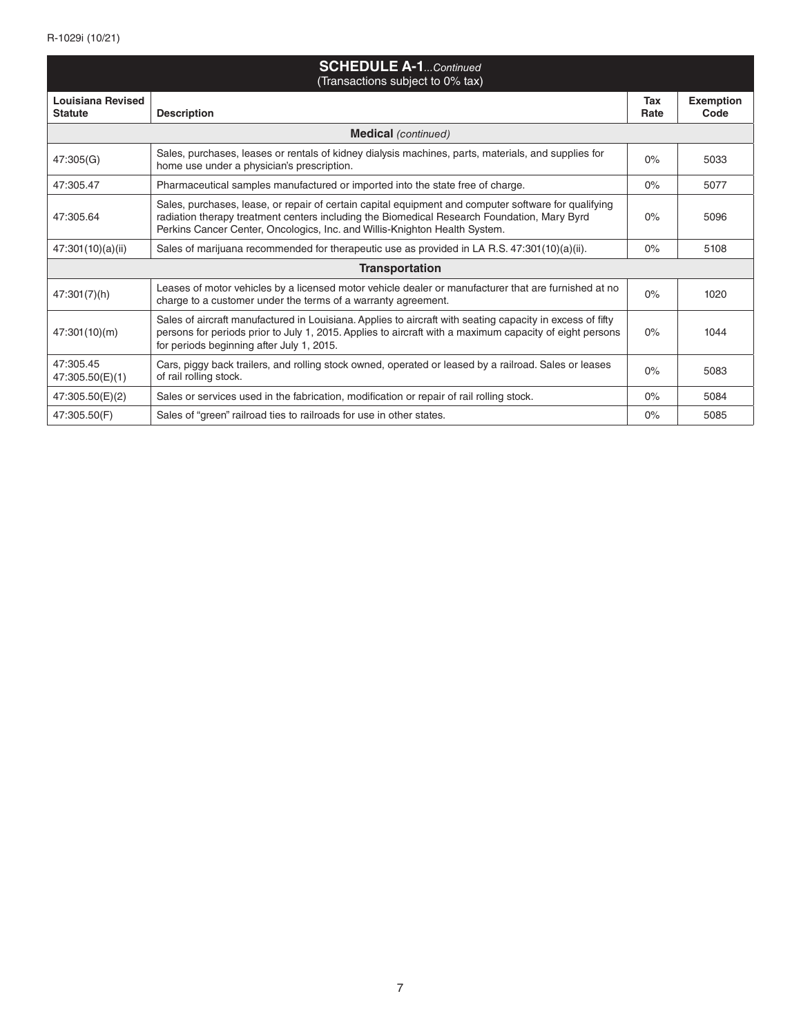R-1029i (10/21)

## SCHEDULE A-1...*Continued*
(Transactions subject to 0% tax)

| Louisiana Revised Statute | Description | Tax Rate | Exemption Code |
|---|---|---|---|
| | **Medical** *(continued)* | | |
| 47:305(G) | Sales, purchases, leases or rentals of kidney dialysis machines, parts, materials, and supplies for home use under a physician's prescription. | 0% | 5033 |
| 47:305.47 | Pharmaceutical samples manufactured or imported into the state free of charge. | 0% | 5077 |
| 47:305.64 | Sales, purchases, lease, or repair of certain capital equipment and computer software for qualifying radiation therapy treatment centers including the Biomedical Research Foundation, Mary Byrd Perkins Cancer Center, Oncologics, Inc. and Willis-Knighton Health System. | 0% | 5096 |
| 47:301(10)(a)(ii) | Sales of marijuana recommended for therapeutic use as provided in LA R.S. 47:301(10)(a)(ii). | 0% | 5108 |
| | **Transportation** | | |
| 47:301(7)(h) | Leases of motor vehicles by a licensed motor vehicle dealer or manufacturer that are furnished at no charge to a customer under the terms of a warranty agreement. | 0% | 1020 |
| 47:301(10)(m) | Sales of aircraft manufactured in Louisiana. Applies to aircraft with seating capacity in excess of fifty persons for periods prior to July 1, 2015. Applies to aircraft with a maximum capacity of eight persons for periods beginning after July 1, 2015. | 0% | 1044 |
| 47:305.45 47:305.50(E)(1) | Cars, piggy back trailers, and rolling stock owned, operated or leased by a railroad. Sales or leases of rail rolling stock. | 0% | 5083 |
| 47:305.50(E)(2) | Sales or services used in the fabrication, modification or repair of rail rolling stock. | 0% | 5084 |
| 47:305.50(F) | Sales of "green" railroad ties to railroads for use in other states. | 0% | 5085 |